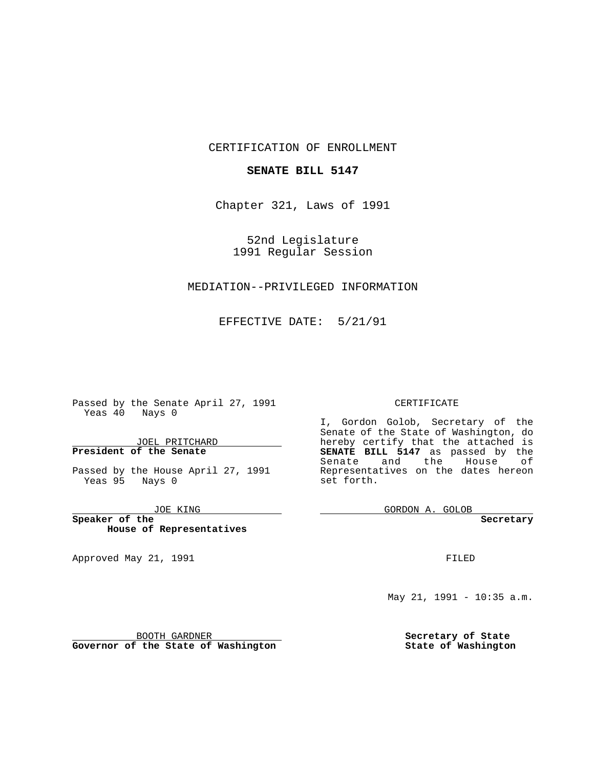CERTIFICATION OF ENROLLMENT

**SENATE BILL 5147**

Chapter 321, Laws of 1991

52nd Legislature
1991 Regular Session

MEDIATION--PRIVILEGED INFORMATION

EFFECTIVE DATE: 5/21/91

Passed by the Senate April 27, 1991
Yeas 40 Nays 0

JOEL PRITCHARD
**President of the Senate**

Passed by the House April 27, 1991
Yeas 95 Nays 0

JOE KING
**Speaker of the House of Representatives**

Approved May 21, 1991

BOOTH GARDNER
**Governor of the State of Washington**

CERTIFICATE

I, Gordon Golob, Secretary of the Senate of the State of Washington, do hereby certify that the attached is **SENATE BILL 5147** as passed by the Senate and the House of Representatives on the dates hereon set forth.

GORDON A. GOLOB
**Secretary**

FILED

May 21, 1991 - 10:35 a.m.

**Secretary of State**
**State of Washington**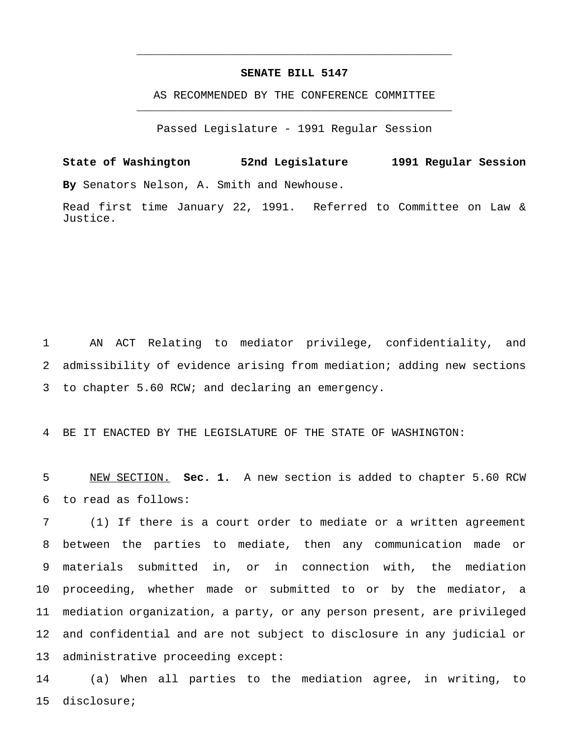**SENATE BILL 5147**

AS RECOMMENDED BY THE CONFERENCE COMMITTEE

Passed Legislature - 1991 Regular Session

**State of Washington 52nd Legislature 1991 Regular Session**

**By** Senators Nelson, A. Smith and Newhouse.

Read first time January 22, 1991. Referred to Committee on Law & Justice.

AN ACT Relating to mediator privilege, confidentiality, and admissibility of evidence arising from mediation; adding new sections to chapter 5.60 RCW; and declaring an emergency.

BE IT ENACTED BY THE LEGISLATURE OF THE STATE OF WASHINGTON:

NEW SECTION. **Sec. 1.** A new section is added to chapter 5.60 RCW to read as follows:

(1) If there is a court order to mediate or a written agreement between the parties to mediate, then any communication made or materials submitted in, or in connection with, the mediation proceeding, whether made or submitted to or by the mediator, a mediation organization, a party, or any person present, are privileged and confidential and are not subject to disclosure in any judicial or administrative proceeding except:

(a) When all parties to the mediation agree, in writing, to disclosure;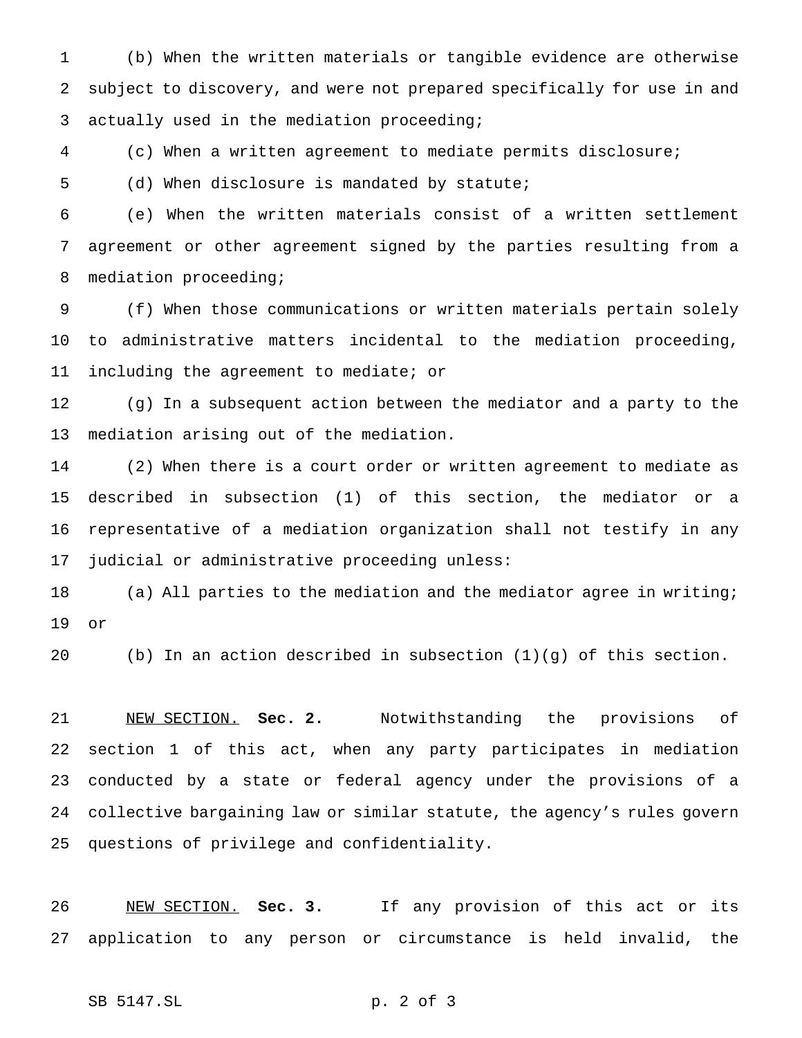(b) When the written materials or tangible evidence are otherwise subject to discovery, and were not prepared specifically for use in and actually used in the mediation proceeding;

(c) When a written agreement to mediate permits disclosure;

(d) When disclosure is mandated by statute;

(e) When the written materials consist of a written settlement agreement or other agreement signed by the parties resulting from a mediation proceeding;

(f) When those communications or written materials pertain solely to administrative matters incidental to the mediation proceeding, including the agreement to mediate; or

(g) In a subsequent action between the mediator and a party to the mediation arising out of the mediation.

(2) When there is a court order or written agreement to mediate as described in subsection (1) of this section, the mediator or a representative of a mediation organization shall not testify in any judicial or administrative proceeding unless:

(a) All parties to the mediation and the mediator agree in writing; or

(b) In an action described in subsection (1)(g) of this section.

NEW SECTION. **Sec. 2.** Notwithstanding the provisions of section 1 of this act, when any party participates in mediation conducted by a state or federal agency under the provisions of a collective bargaining law or similar statute, the agency's rules govern questions of privilege and confidentiality.

NEW SECTION. **Sec. 3.** If any provision of this act or its application to any person or circumstance is held invalid, the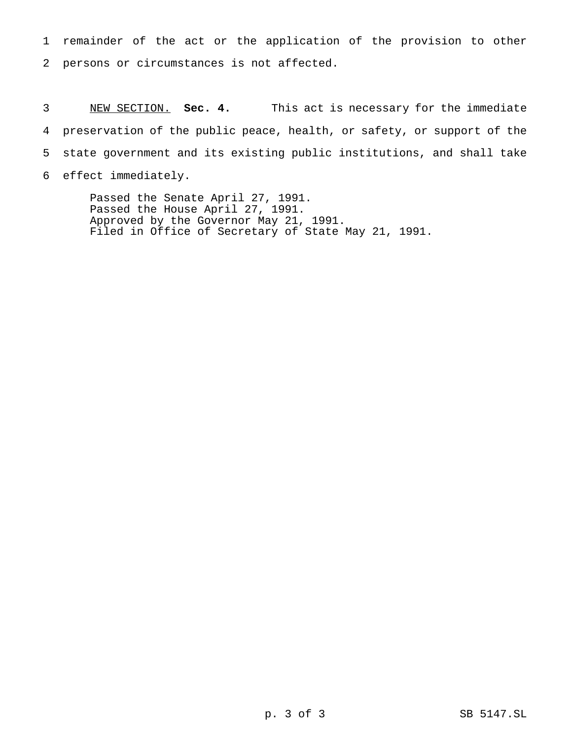remainder of the act or the application of the provision to other persons or circumstances is not affected.

NEW SECTION. **Sec. 4.** This act is necessary for the immediate preservation of the public peace, health, or safety, or support of the state government and its existing public institutions, and shall take effect immediately.

Passed the Senate April 27, 1991.
Passed the House April 27, 1991.
Approved by the Governor May 21, 1991.
Filed in Office of Secretary of State May 21, 1991.